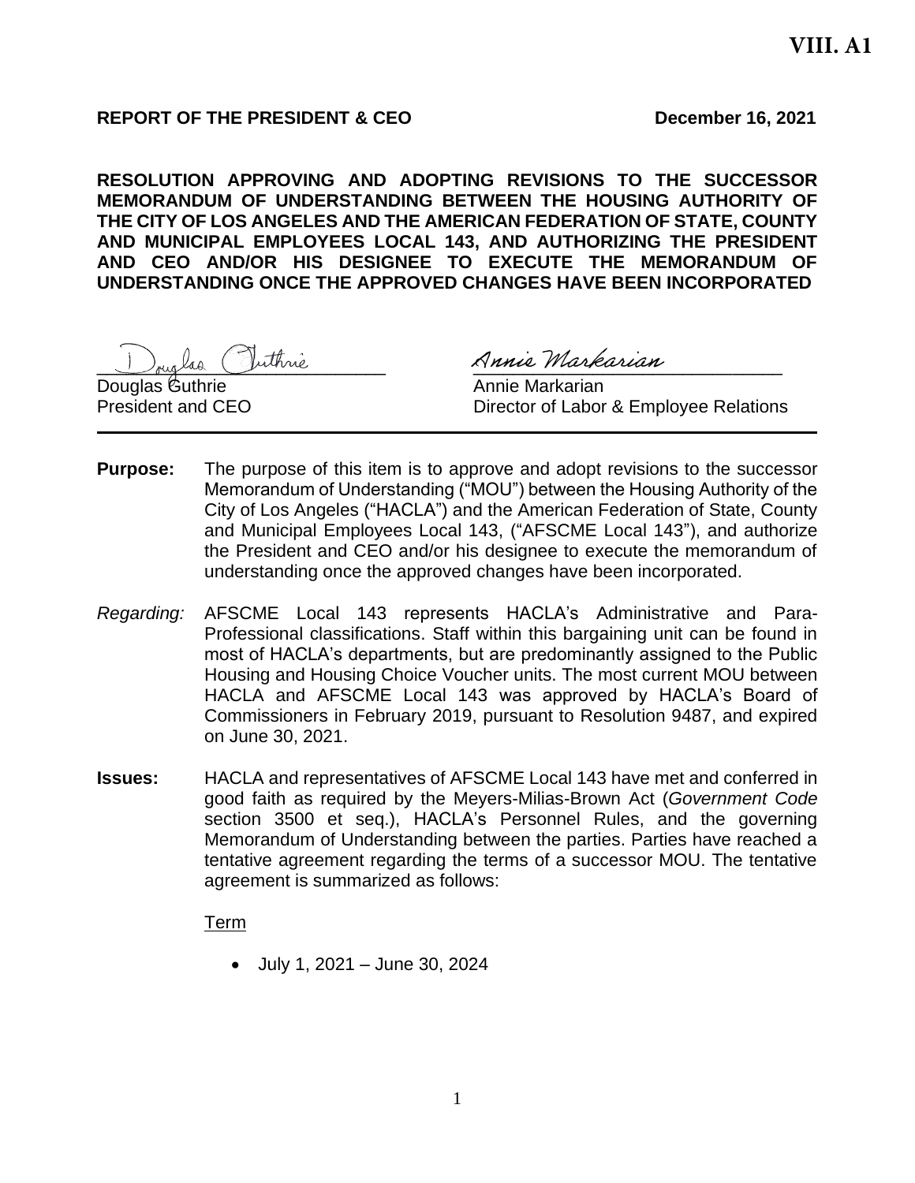VIII. A1

**REPORT OF THE PRESIDENT & CEO** **December 16, 2021**

**RESOLUTION APPROVING AND ADOPTING REVISIONS TO THE SUCCESSOR MEMORANDUM OF UNDERSTANDING BETWEEN THE HOUSING AUTHORITY OF THE CITY OF LOS ANGELES AND THE AMERICAN FEDERATION OF STATE, COUNTY AND MUNICIPAL EMPLOYEES LOCAL 143, AND AUTHORIZING THE PRESIDENT AND CEO AND/OR HIS DESIGNEE TO EXECUTE THE MEMORANDUM OF UNDERSTANDING ONCE THE APPROVED CHANGES HAVE BEEN INCORPORATED**

Douglas Guthrie
President and CEO

Annie Markarian
Director of Labor & Employee Relations

---

**Purpose:** The purpose of this item is to approve and adopt revisions to the successor Memorandum of Understanding ("MOU") between the Housing Authority of the City of Los Angeles ("HACLA") and the American Federation of State, County and Municipal Employees Local 143, ("AFSCME Local 143"), and authorize the President and CEO and/or his designee to execute the memorandum of understanding once the approved changes have been incorporated.

*Regarding:* AFSCME Local 143 represents HACLA's Administrative and Para-Professional classifications. Staff within this bargaining unit can be found in most of HACLA's departments, but are predominantly assigned to the Public Housing and Housing Choice Voucher units. The most current MOU between HACLA and AFSCME Local 143 was approved by HACLA's Board of Commissioners in February 2019, pursuant to Resolution 9487, and expired on June 30, 2021.

**Issues:** HACLA and representatives of AFSCME Local 143 have met and conferred in good faith as required by the Meyers-Milias-Brown Act (*Government Code* section 3500 et seq.), HACLA's Personnel Rules, and the governing Memorandum of Understanding between the parties. Parties have reached a tentative agreement regarding the terms of a successor MOU. The tentative agreement is summarized as follows:

Term

- July 1, 2021 – June 30, 2024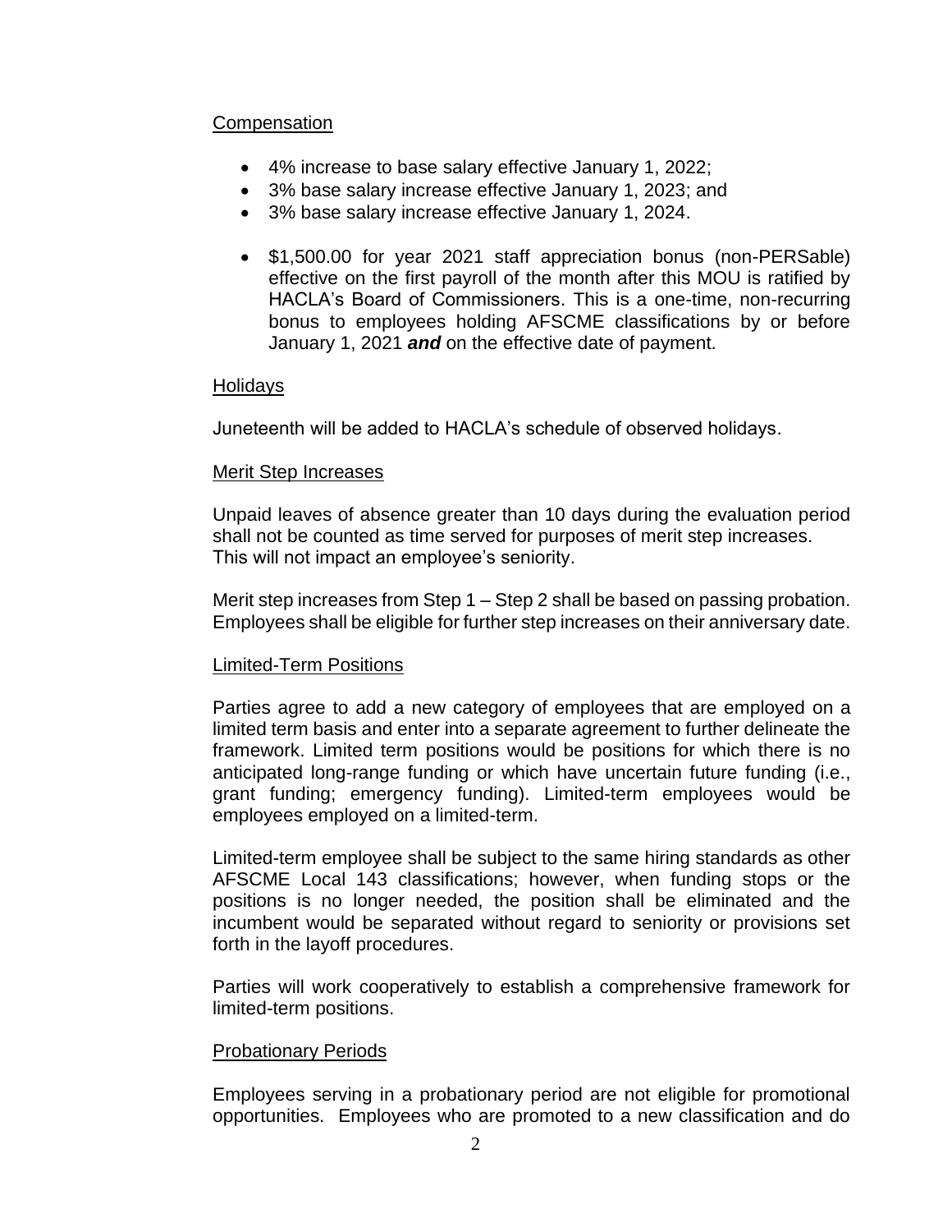Compensation

- 4% increase to base salary effective January 1, 2022;
- 3% base salary increase effective January 1, 2023; and
- 3% base salary increase effective January 1, 2024.

- $1,500.00 for year 2021 staff appreciation bonus (non-PERSable) effective on the first payroll of the month after this MOU is ratified by HACLA's Board of Commissioners. This is a one-time, non-recurring bonus to employees holding AFSCME classifications by or before January 1, 2021 ***and*** on the effective date of payment.

Holidays

Juneteenth will be added to HACLA's schedule of observed holidays.

Merit Step Increases

Unpaid leaves of absence greater than 10 days during the evaluation period shall not be counted as time served for purposes of merit step increases. This will not impact an employee's seniority.

Merit step increases from Step 1 – Step 2 shall be based on passing probation. Employees shall be eligible for further step increases on their anniversary date.

Limited-Term Positions

Parties agree to add a new category of employees that are employed on a limited term basis and enter into a separate agreement to further delineate the framework. Limited term positions would be positions for which there is no anticipated long-range funding or which have uncertain future funding (i.e., grant funding; emergency funding). Limited-term employees would be employees employed on a limited-term.

Limited-term employee shall be subject to the same hiring standards as other AFSCME Local 143 classifications; however, when funding stops or the positions is no longer needed, the position shall be eliminated and the incumbent would be separated without regard to seniority or provisions set forth in the layoff procedures.

Parties will work cooperatively to establish a comprehensive framework for limited-term positions.

Probationary Periods

Employees serving in a probationary period are not eligible for promotional opportunities. Employees who are promoted to a new classification and do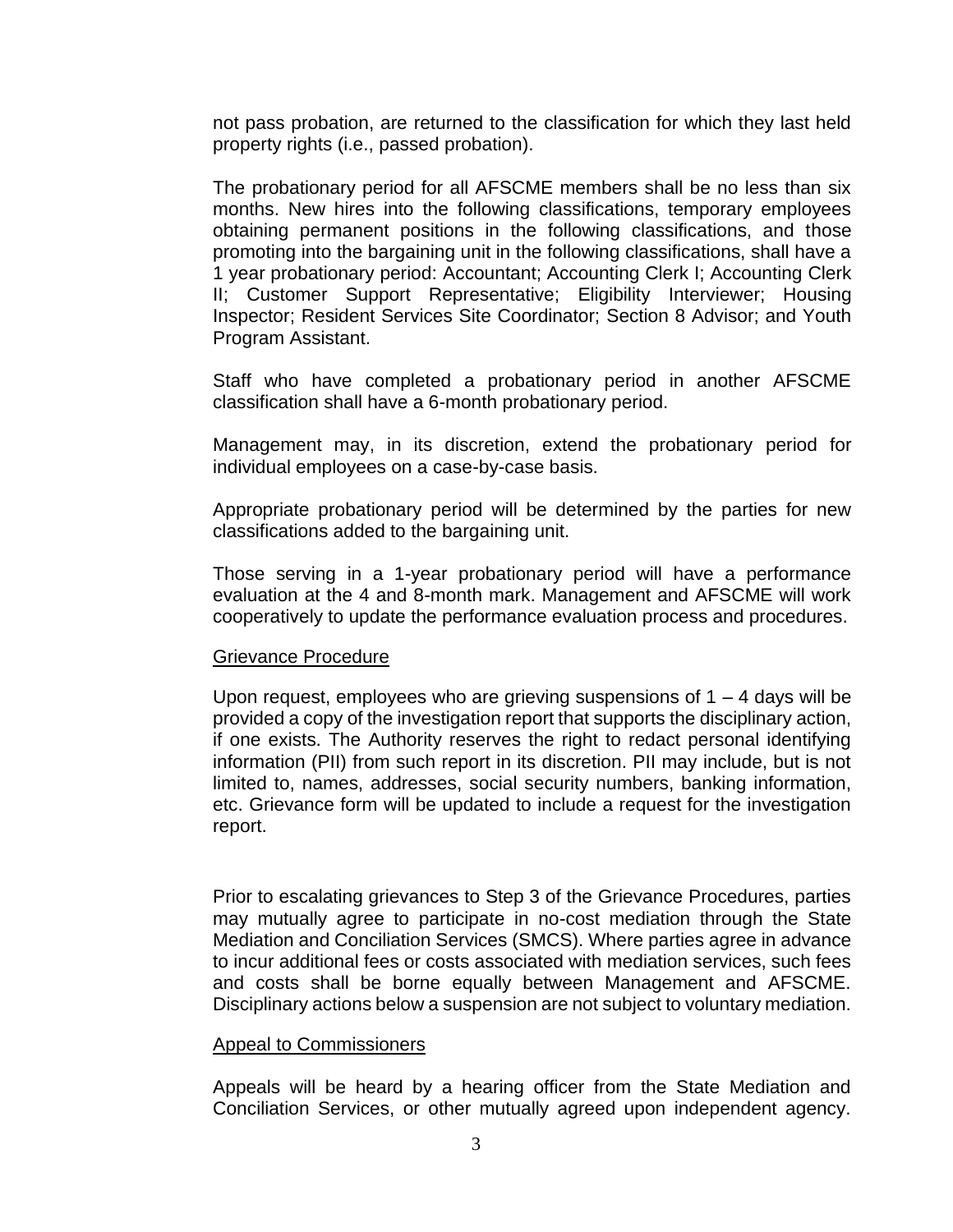not pass probation, are returned to the classification for which they last held property rights (i.e., passed probation).

The probationary period for all AFSCME members shall be no less than six months. New hires into the following classifications, temporary employees obtaining permanent positions in the following classifications, and those promoting into the bargaining unit in the following classifications, shall have a 1 year probationary period: Accountant; Accounting Clerk I; Accounting Clerk II; Customer Support Representative; Eligibility Interviewer; Housing Inspector; Resident Services Site Coordinator; Section 8 Advisor; and Youth Program Assistant.

Staff who have completed a probationary period in another AFSCME classification shall have a 6-month probationary period.

Management may, in its discretion, extend the probationary period for individual employees on a case-by-case basis.

Appropriate probationary period will be determined by the parties for new classifications added to the bargaining unit.

Those serving in a 1-year probationary period will have a performance evaluation at the 4 and 8-month mark. Management and AFSCME will work cooperatively to update the performance evaluation process and procedures.

<u>Grievance Procedure</u>

Upon request, employees who are grieving suspensions of 1 – 4 days will be provided a copy of the investigation report that supports the disciplinary action, if one exists. The Authority reserves the right to redact personal identifying information (PII) from such report in its discretion. PII may include, but is not limited to, names, addresses, social security numbers, banking information, etc. Grievance form will be updated to include a request for the investigation report.

Prior to escalating grievances to Step 3 of the Grievance Procedures, parties may mutually agree to participate in no-cost mediation through the State Mediation and Conciliation Services (SMCS). Where parties agree in advance to incur additional fees or costs associated with mediation services, such fees and costs shall be borne equally between Management and AFSCME. Disciplinary actions below a suspension are not subject to voluntary mediation.

<u>Appeal to Commissioners</u>

Appeals will be heard by a hearing officer from the State Mediation and Conciliation Services, or other mutually agreed upon independent agency.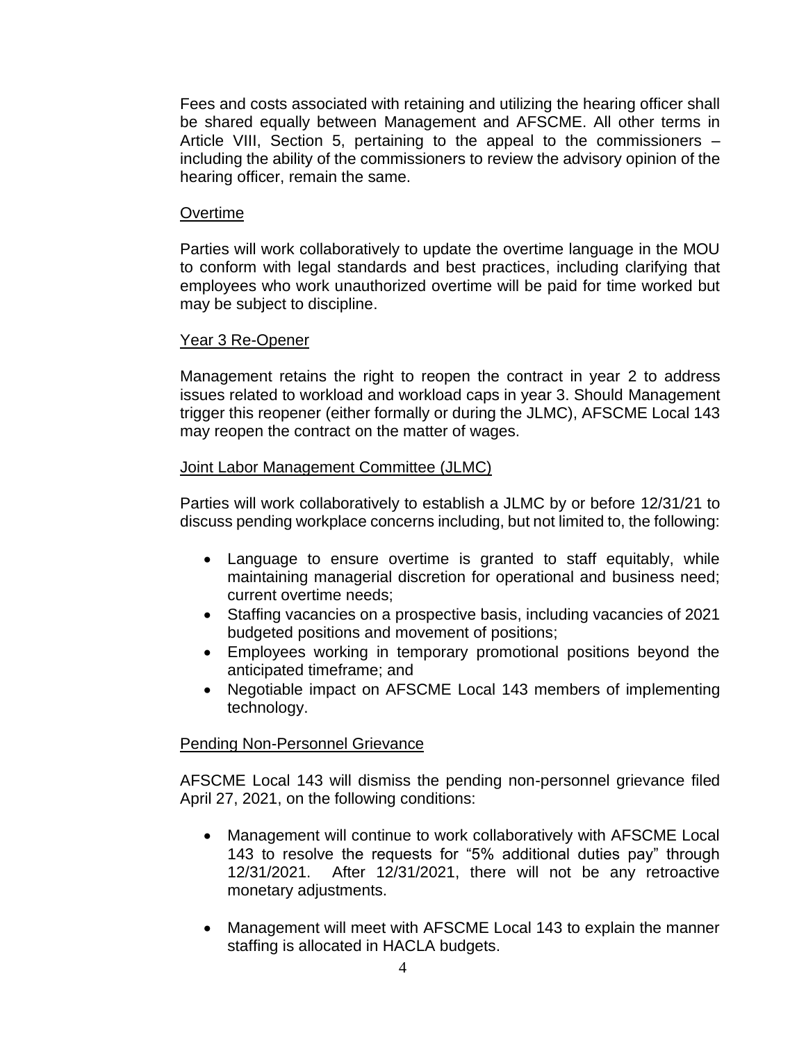Fees and costs associated with retaining and utilizing the hearing officer shall be shared equally between Management and AFSCME. All other terms in Article VIII, Section 5, pertaining to the appeal to the commissioners – including the ability of the commissioners to review the advisory opinion of the hearing officer, remain the same.

## Overtime

Parties will work collaboratively to update the overtime language in the MOU to conform with legal standards and best practices, including clarifying that employees who work unauthorized overtime will be paid for time worked but may be subject to discipline.

## Year 3 Re-Opener

Management retains the right to reopen the contract in year 2 to address issues related to workload and workload caps in year 3. Should Management trigger this reopener (either formally or during the JLMC), AFSCME Local 143 may reopen the contract on the matter of wages.

## Joint Labor Management Committee (JLMC)

Parties will work collaboratively to establish a JLMC by or before 12/31/21 to discuss pending workplace concerns including, but not limited to, the following:

- Language to ensure overtime is granted to staff equitably, while maintaining managerial discretion for operational and business need; current overtime needs;
- Staffing vacancies on a prospective basis, including vacancies of 2021 budgeted positions and movement of positions;
- Employees working in temporary promotional positions beyond the anticipated timeframe; and
- Negotiable impact on AFSCME Local 143 members of implementing technology.

## Pending Non-Personnel Grievance

AFSCME Local 143 will dismiss the pending non-personnel grievance filed April 27, 2021, on the following conditions:

- Management will continue to work collaboratively with AFSCME Local 143 to resolve the requests for "5% additional duties pay" through 12/31/2021. After 12/31/2021, there will not be any retroactive monetary adjustments.
- Management will meet with AFSCME Local 143 to explain the manner staffing is allocated in HACLA budgets.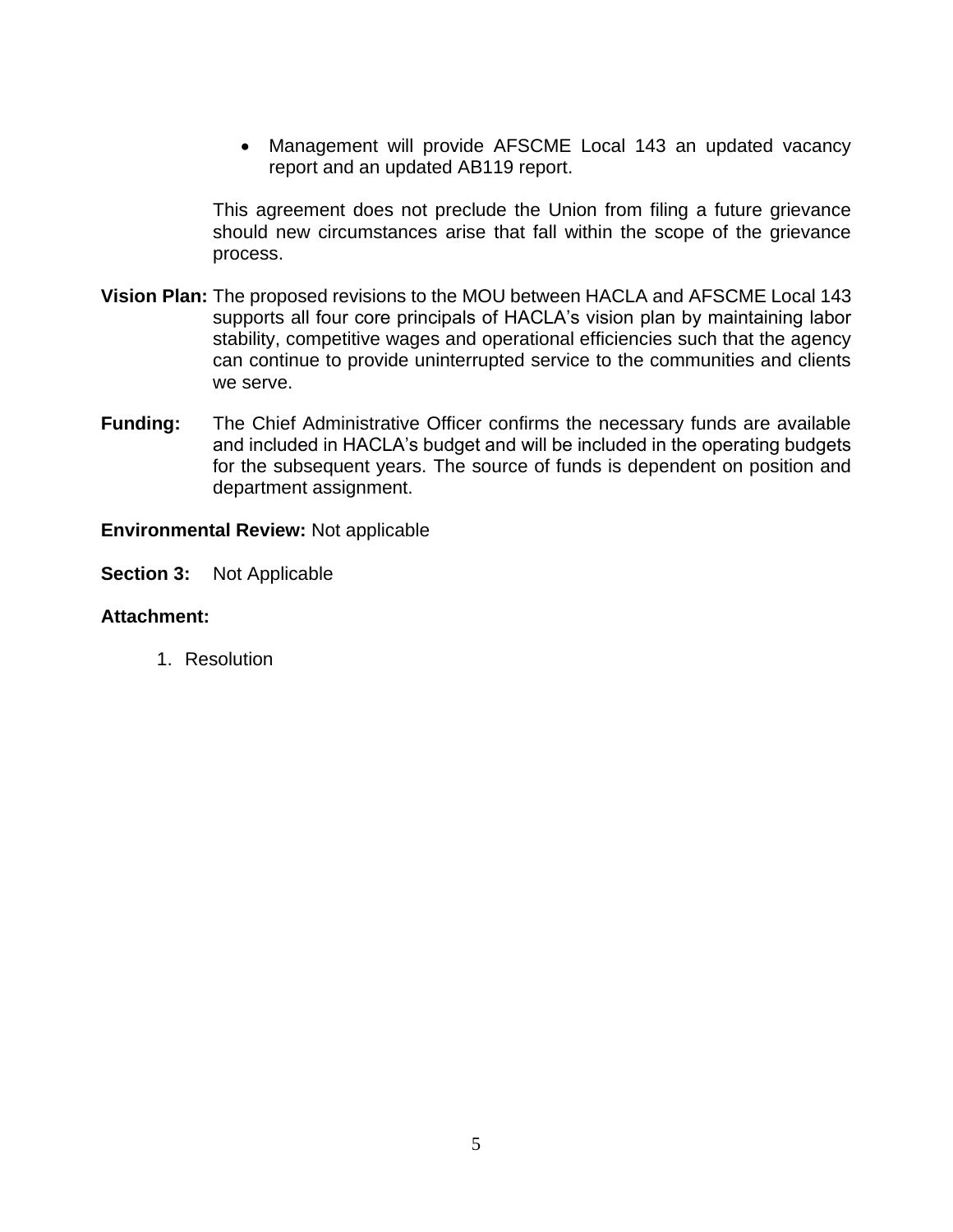- Management will provide AFSCME Local 143 an updated vacancy report and an updated AB119 report.

This agreement does not preclude the Union from filing a future grievance should new circumstances arise that fall within the scope of the grievance process.

**Vision Plan:** The proposed revisions to the MOU between HACLA and AFSCME Local 143 supports all four core principals of HACLA's vision plan by maintaining labor stability, competitive wages and operational efficiencies such that the agency can continue to provide uninterrupted service to the communities and clients we serve.

**Funding:** The Chief Administrative Officer confirms the necessary funds are available and included in HACLA's budget and will be included in the operating budgets for the subsequent years. The source of funds is dependent on position and department assignment.

**Environmental Review:** Not applicable

**Section 3:** Not Applicable

**Attachment:**

1. Resolution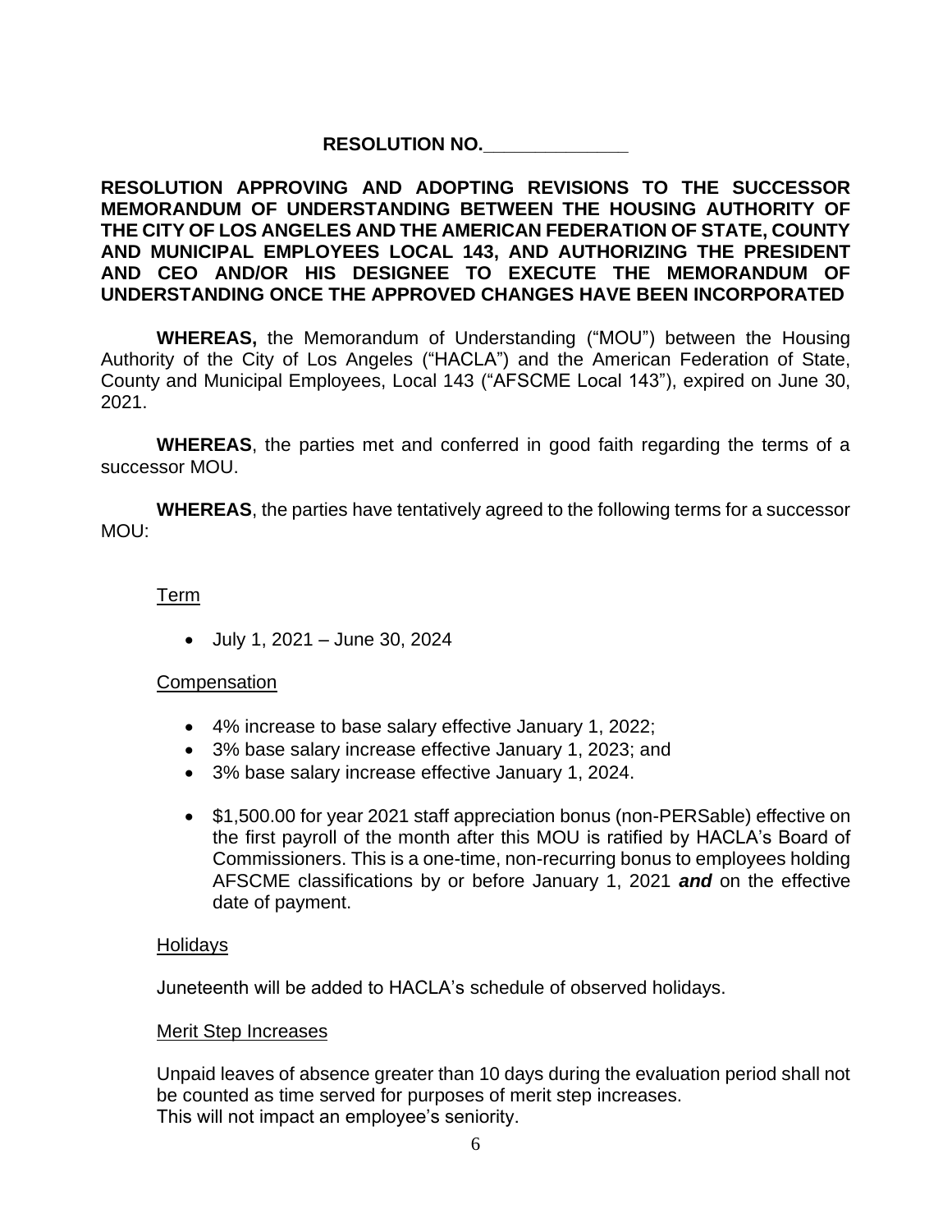**RESOLUTION NO.______________**

**RESOLUTION APPROVING AND ADOPTING REVISIONS TO THE SUCCESSOR MEMORANDUM OF UNDERSTANDING BETWEEN THE HOUSING AUTHORITY OF THE CITY OF LOS ANGELES AND THE AMERICAN FEDERATION OF STATE, COUNTY AND MUNICIPAL EMPLOYEES LOCAL 143, AND AUTHORIZING THE PRESIDENT AND CEO AND/OR HIS DESIGNEE TO EXECUTE THE MEMORANDUM OF UNDERSTANDING ONCE THE APPROVED CHANGES HAVE BEEN INCORPORATED**

**WHEREAS,** the Memorandum of Understanding ("MOU") between the Housing Authority of the City of Los Angeles ("HACLA") and the American Federation of State, County and Municipal Employees, Local 143 ("AFSCME Local 143"), expired on June 30, 2021.

**WHEREAS**, the parties met and conferred in good faith regarding the terms of a successor MOU.

**WHEREAS**, the parties have tentatively agreed to the following terms for a successor MOU:

Term

- July 1, 2021 – June 30, 2024

Compensation

- 4% increase to base salary effective January 1, 2022;
- 3% base salary increase effective January 1, 2023; and
- 3% base salary increase effective January 1, 2024.

- $1,500.00 for year 2021 staff appreciation bonus (non-PERSable) effective on the first payroll of the month after this MOU is ratified by HACLA's Board of Commissioners. This is a one-time, non-recurring bonus to employees holding AFSCME classifications by or before January 1, 2021 ***and*** on the effective date of payment.

Holidays

Juneteenth will be added to HACLA's schedule of observed holidays.

Merit Step Increases

Unpaid leaves of absence greater than 10 days during the evaluation period shall not be counted as time served for purposes of merit step increases.
This will not impact an employee's seniority.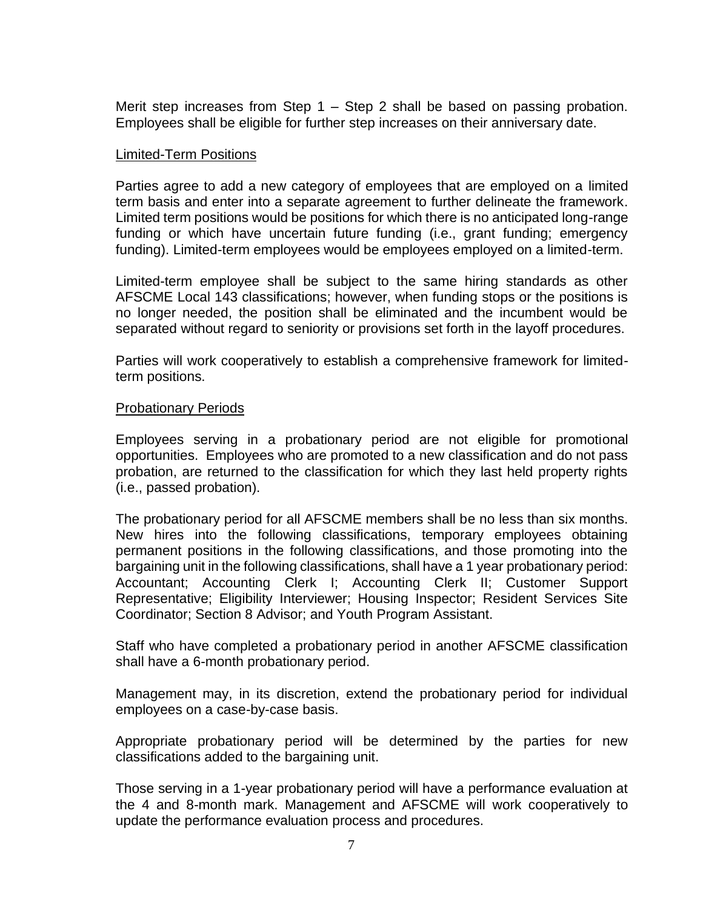Merit step increases from Step 1 – Step 2 shall be based on passing probation. Employees shall be eligible for further step increases on their anniversary date.

<u>Limited-Term Positions</u>

Parties agree to add a new category of employees that are employed on a limited term basis and enter into a separate agreement to further delineate the framework. Limited term positions would be positions for which there is no anticipated long-range funding or which have uncertain future funding (i.e., grant funding; emergency funding). Limited-term employees would be employees employed on a limited-term.

Limited-term employee shall be subject to the same hiring standards as other AFSCME Local 143 classifications; however, when funding stops or the positions is no longer needed, the position shall be eliminated and the incumbent would be separated without regard to seniority or provisions set forth in the layoff procedures.

Parties will work cooperatively to establish a comprehensive framework for limited-term positions.

<u>Probationary Periods</u>

Employees serving in a probationary period are not eligible for promotional opportunities. Employees who are promoted to a new classification and do not pass probation, are returned to the classification for which they last held property rights (i.e., passed probation).

The probationary period for all AFSCME members shall be no less than six months. New hires into the following classifications, temporary employees obtaining permanent positions in the following classifications, and those promoting into the bargaining unit in the following classifications, shall have a 1 year probationary period: Accountant; Accounting Clerk I; Accounting Clerk II; Customer Support Representative; Eligibility Interviewer; Housing Inspector; Resident Services Site Coordinator; Section 8 Advisor; and Youth Program Assistant.

Staff who have completed a probationary period in another AFSCME classification shall have a 6-month probationary period.

Management may, in its discretion, extend the probationary period for individual employees on a case-by-case basis.

Appropriate probationary period will be determined by the parties for new classifications added to the bargaining unit.

Those serving in a 1-year probationary period will have a performance evaluation at the 4 and 8-month mark. Management and AFSCME will work cooperatively to update the performance evaluation process and procedures.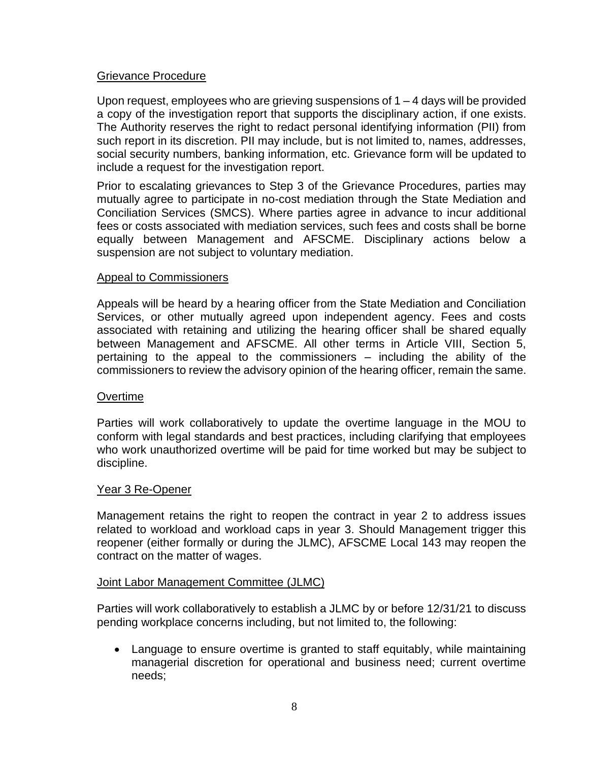## Grievance Procedure

Upon request, employees who are grieving suspensions of 1 – 4 days will be provided a copy of the investigation report that supports the disciplinary action, if one exists. The Authority reserves the right to redact personal identifying information (PII) from such report in its discretion. PII may include, but is not limited to, names, addresses, social security numbers, banking information, etc. Grievance form will be updated to include a request for the investigation report.

Prior to escalating grievances to Step 3 of the Grievance Procedures, parties may mutually agree to participate in no-cost mediation through the State Mediation and Conciliation Services (SMCS). Where parties agree in advance to incur additional fees or costs associated with mediation services, such fees and costs shall be borne equally between Management and AFSCME. Disciplinary actions below a suspension are not subject to voluntary mediation.

## Appeal to Commissioners

Appeals will be heard by a hearing officer from the State Mediation and Conciliation Services, or other mutually agreed upon independent agency. Fees and costs associated with retaining and utilizing the hearing officer shall be shared equally between Management and AFSCME. All other terms in Article VIII, Section 5, pertaining to the appeal to the commissioners – including the ability of the commissioners to review the advisory opinion of the hearing officer, remain the same.

## Overtime

Parties will work collaboratively to update the overtime language in the MOU to conform with legal standards and best practices, including clarifying that employees who work unauthorized overtime will be paid for time worked but may be subject to discipline.

## Year 3 Re-Opener

Management retains the right to reopen the contract in year 2 to address issues related to workload and workload caps in year 3. Should Management trigger this reopener (either formally or during the JLMC), AFSCME Local 143 may reopen the contract on the matter of wages.

## Joint Labor Management Committee (JLMC)

Parties will work collaboratively to establish a JLMC by or before 12/31/21 to discuss pending workplace concerns including, but not limited to, the following:

- Language to ensure overtime is granted to staff equitably, while maintaining managerial discretion for operational and business need; current overtime needs;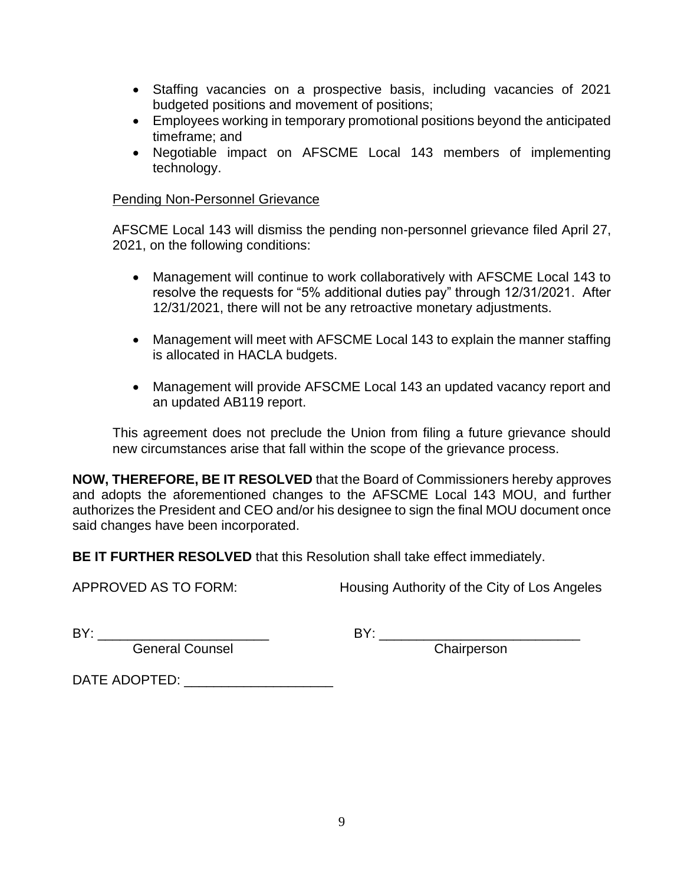- Staffing vacancies on a prospective basis, including vacancies of 2021 budgeted positions and movement of positions;
- Employees working in temporary promotional positions beyond the anticipated timeframe; and
- Negotiable impact on AFSCME Local 143 members of implementing technology.

Pending Non-Personnel Grievance

AFSCME Local 143 will dismiss the pending non-personnel grievance filed April 27, 2021, on the following conditions:

- Management will continue to work collaboratively with AFSCME Local 143 to resolve the requests for "5% additional duties pay" through 12/31/2021. After 12/31/2021, there will not be any retroactive monetary adjustments.

- Management will meet with AFSCME Local 143 to explain the manner staffing is allocated in HACLA budgets.

- Management will provide AFSCME Local 143 an updated vacancy report and an updated AB119 report.

This agreement does not preclude the Union from filing a future grievance should new circumstances arise that fall within the scope of the grievance process.

**NOW, THEREFORE, BE IT RESOLVED** that the Board of Commissioners hereby approves and adopts the aforementioned changes to the AFSCME Local 143 MOU, and further authorizes the President and CEO and/or his designee to sign the final MOU document once said changes have been incorporated.

**BE IT FURTHER RESOLVED** that this Resolution shall take effect immediately.

APPROVED AS TO FORM: Housing Authority of the City of Los Angeles

BY: _______________________
General Counsel

BY: ___________________________
Chairperson

DATE ADOPTED: ____________________